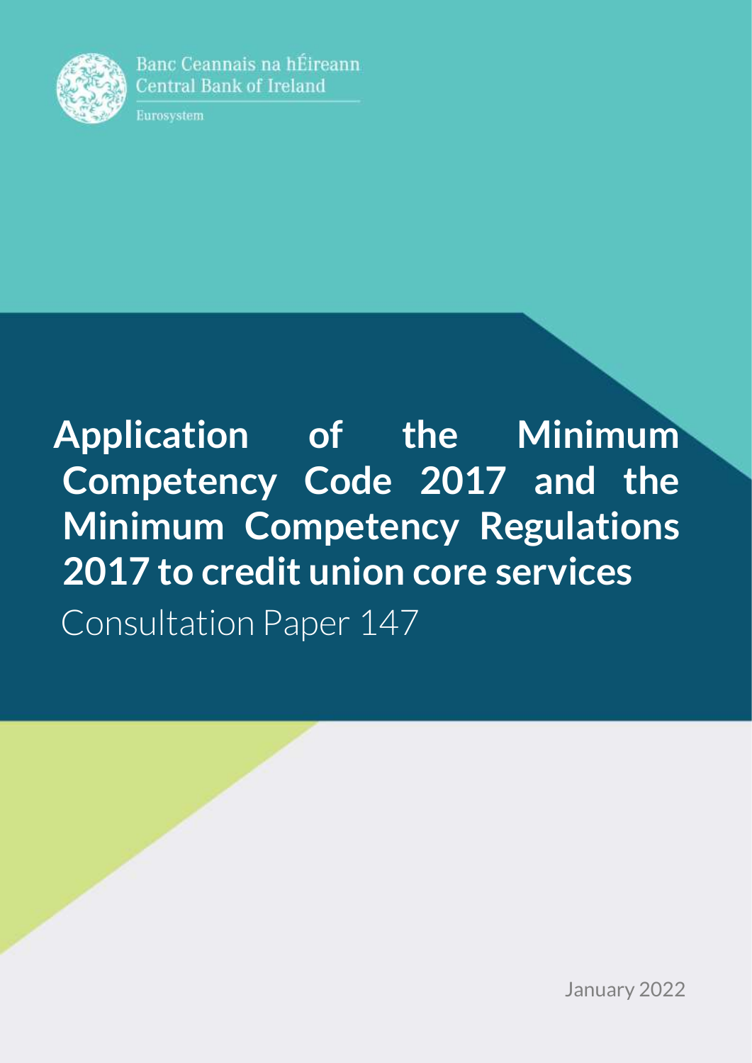Banc Ceannais na hÉireann
Central Bank of Ireland

Eurosystem

# Application of the Minimum Competency Code 2017 and the Minimum Competency Regulations 2017 to credit union core services

Consultation Paper 147

January 2022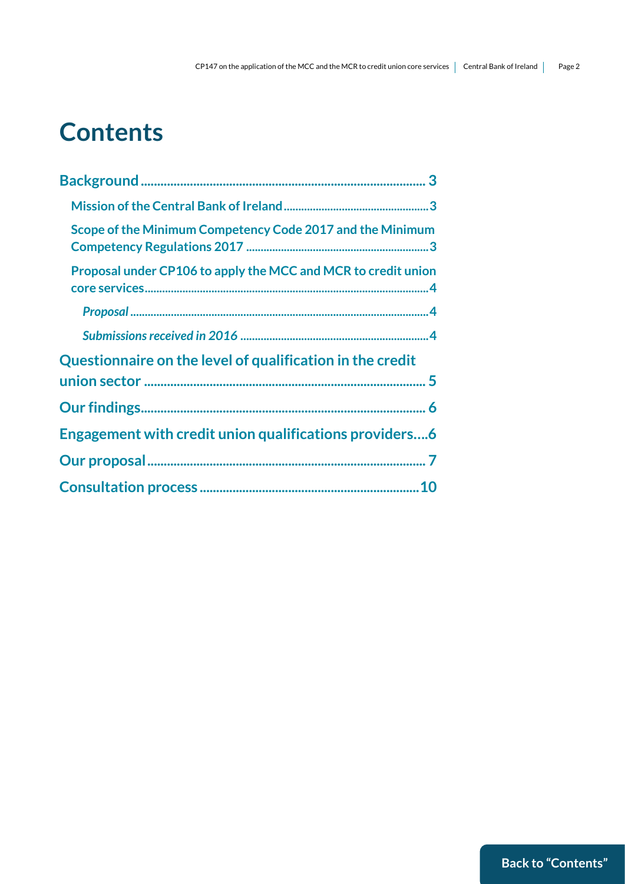# Contents

- **Background** ........ 3
  - **Mission of the Central Bank of Ireland** ........ 3
  - **Scope of the Minimum Competency Code 2017 and the Minimum Competency Regulations 2017** ........ 3
  - **Proposal under CP106 to apply the MCC and MCR to credit union core services** ........ 4
    - ***Proposal*** ........ 4
    - ***Submissions received in 2016*** ........ 4
- **Questionnaire on the level of qualification in the credit union sector** ........ 5
- **Our findings** ........ 6
- **Engagement with credit union qualifications providers** ........ 6
- **Our proposal** ........ 7
- **Consultation process** ........ 10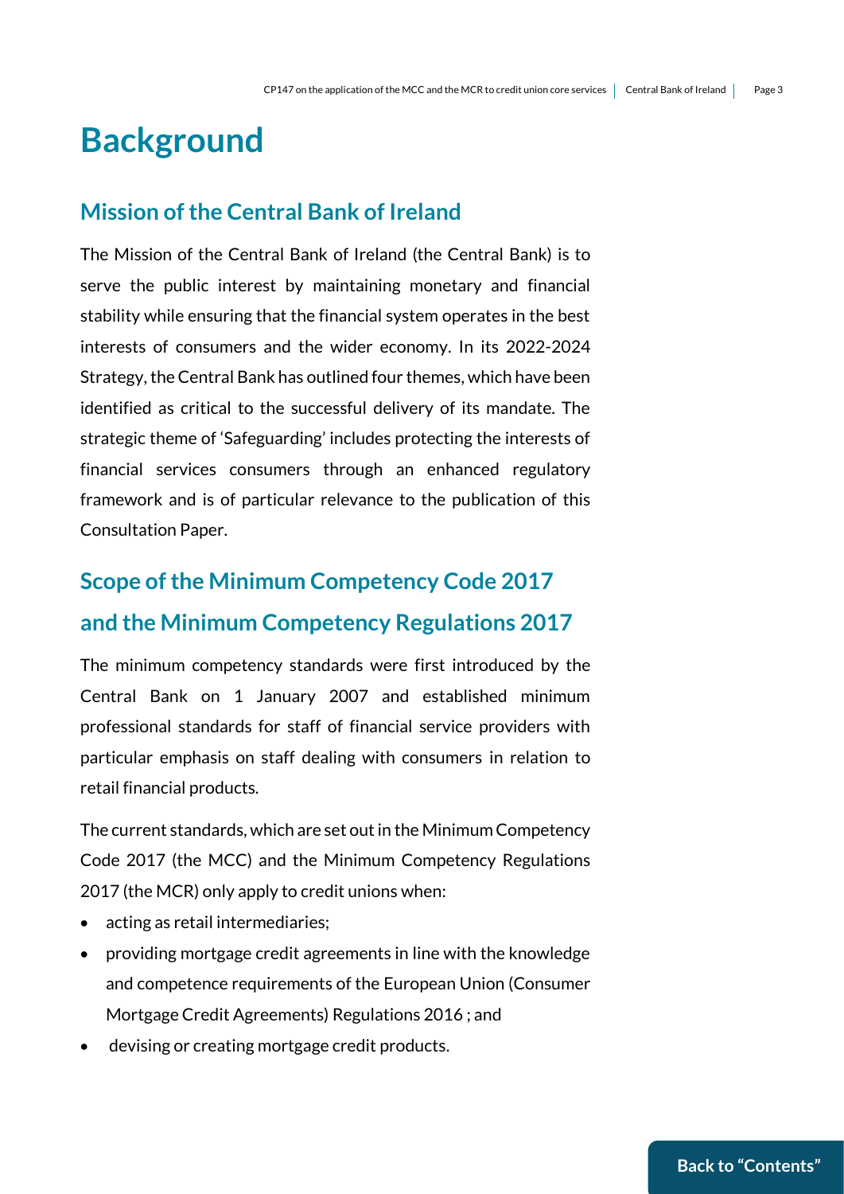# Background

## Mission of the Central Bank of Ireland

The Mission of the Central Bank of Ireland (the Central Bank) is to serve the public interest by maintaining monetary and financial stability while ensuring that the financial system operates in the best interests of consumers and the wider economy. In its 2022-2024 Strategy, the Central Bank has outlined four themes, which have been identified as critical to the successful delivery of its mandate. The strategic theme of 'Safeguarding' includes protecting the interests of financial services consumers through an enhanced regulatory framework and is of particular relevance to the publication of this Consultation Paper.

## Scope of the Minimum Competency Code 2017 and the Minimum Competency Regulations 2017

The minimum competency standards were first introduced by the Central Bank on 1 January 2007 and established minimum professional standards for staff of financial service providers with particular emphasis on staff dealing with consumers in relation to retail financial products.

The current standards, which are set out in the Minimum Competency Code 2017 (the MCC) and the Minimum Competency Regulations 2017 (the MCR) only apply to credit unions when:

- acting as retail intermediaries;
- providing mortgage credit agreements in line with the knowledge and competence requirements of the European Union (Consumer Mortgage Credit Agreements) Regulations 2016 ; and
- devising or creating mortgage credit products.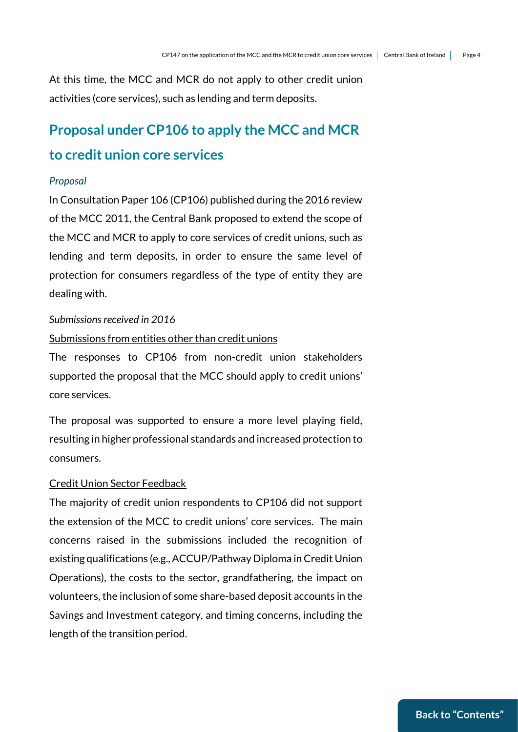At this time, the MCC and MCR do not apply to other credit union activities (core services), such as lending and term deposits.

## Proposal under CP106 to apply the MCC and MCR to credit union core services

*Proposal*

In Consultation Paper 106 (CP106) published during the 2016 review of the MCC 2011, the Central Bank proposed to extend the scope of the MCC and MCR to apply to core services of credit unions, such as lending and term deposits, in order to ensure the same level of protection for consumers regardless of the type of entity they are dealing with.

*Submissions received in 2016*

<u>Submissions from entities other than credit unions</u>

The responses to CP106 from non-credit union stakeholders supported the proposal that the MCC should apply to credit unions' core services.

The proposal was supported to ensure a more level playing field, resulting in higher professional standards and increased protection to consumers.

<u>Credit Union Sector Feedback</u>

The majority of credit union respondents to CP106 did not support the extension of the MCC to credit unions' core services. The main concerns raised in the submissions included the recognition of existing qualifications (e.g., ACCUP/Pathway Diploma in Credit Union Operations), the costs to the sector, grandfathering, the impact on volunteers, the inclusion of some share-based deposit accounts in the Savings and Investment category, and timing concerns, including the length of the transition period.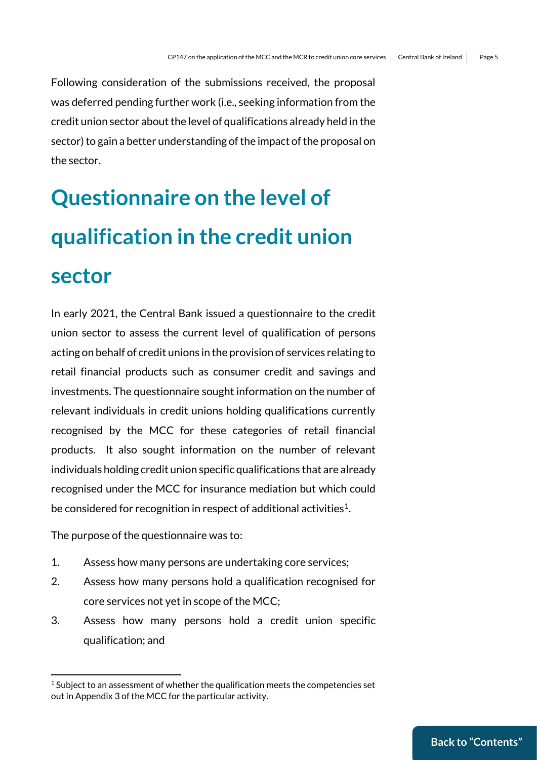Following consideration of the submissions received, the proposal was deferred pending further work (i.e., seeking information from the credit union sector about the level of qualifications already held in the sector) to gain a better understanding of the impact of the proposal on the sector.

# Questionnaire on the level of qualification in the credit union sector

In early 2021, the Central Bank issued a questionnaire to the credit union sector to assess the current level of qualification of persons acting on behalf of credit unions in the provision of services relating to retail financial products such as consumer credit and savings and investments. The questionnaire sought information on the number of relevant individuals in credit unions holding qualifications currently recognised by the MCC for these categories of retail financial products. It also sought information on the number of relevant individuals holding credit union specific qualifications that are already recognised under the MCC for insurance mediation but which could be considered for recognition in respect of additional activities[1].

The purpose of the questionnaire was to:

1. Assess how many persons are undertaking core services;
2. Assess how many persons hold a qualification recognised for core services not yet in scope of the MCC;
3. Assess how many persons hold a credit union specific qualification; and

[1] Subject to an assessment of whether the qualification meets the competencies set out in Appendix 3 of the MCC for the particular activity.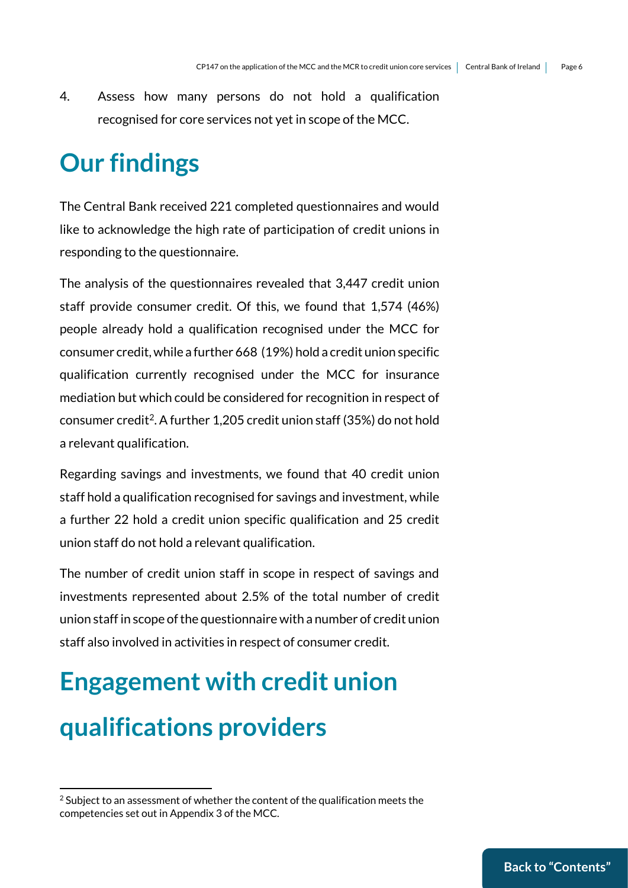4. Assess how many persons do not hold a qualification recognised for core services not yet in scope of the MCC.

# Our findings

The Central Bank received 221 completed questionnaires and would like to acknowledge the high rate of participation of credit unions in responding to the questionnaire.

The analysis of the questionnaires revealed that 3,447 credit union staff provide consumer credit. Of this, we found that 1,574 (46%) people already hold a qualification recognised under the MCC for consumer credit, while a further 668 (19%) hold a credit union specific qualification currently recognised under the MCC for insurance mediation but which could be considered for recognition in respect of consumer credit[2]. A further 1,205 credit union staff (35%) do not hold a relevant qualification.

Regarding savings and investments, we found that 40 credit union staff hold a qualification recognised for savings and investment, while a further 22 hold a credit union specific qualification and 25 credit union staff do not hold a relevant qualification.

The number of credit union staff in scope in respect of savings and investments represented about 2.5% of the total number of credit union staff in scope of the questionnaire with a number of credit union staff also involved in activities in respect of consumer credit.

# Engagement with credit union qualifications providers

[2] Subject to an assessment of whether the content of the qualification meets the competencies set out in Appendix 3 of the MCC.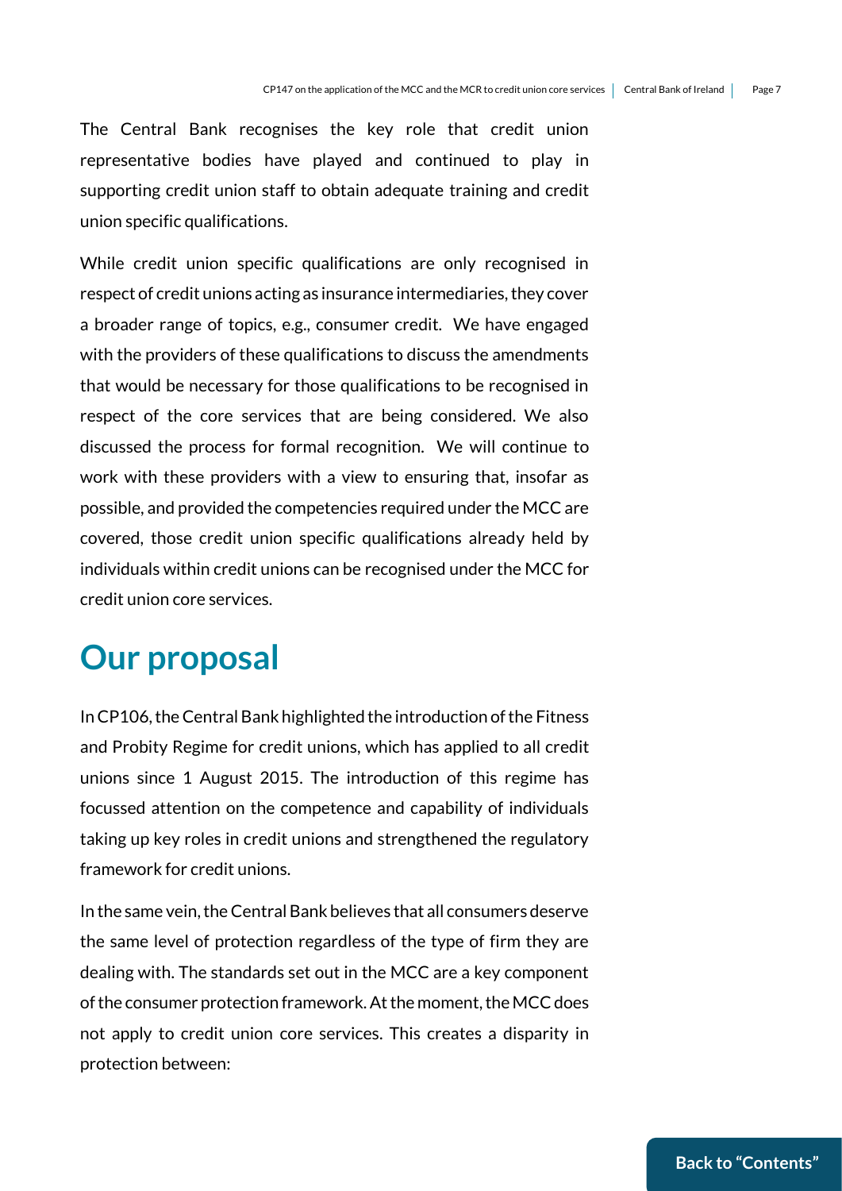The Central Bank recognises the key role that credit union representative bodies have played and continued to play in supporting credit union staff to obtain adequate training and credit union specific qualifications.

While credit union specific qualifications are only recognised in respect of credit unions acting as insurance intermediaries, they cover a broader range of topics, e.g., consumer credit. We have engaged with the providers of these qualifications to discuss the amendments that would be necessary for those qualifications to be recognised in respect of the core services that are being considered. We also discussed the process for formal recognition. We will continue to work with these providers with a view to ensuring that, insofar as possible, and provided the competencies required under the MCC are covered, those credit union specific qualifications already held by individuals within credit unions can be recognised under the MCC for credit union core services.

## Our proposal

In CP106, the Central Bank highlighted the introduction of the Fitness and Probity Regime for credit unions, which has applied to all credit unions since 1 August 2015. The introduction of this regime has focussed attention on the competence and capability of individuals taking up key roles in credit unions and strengthened the regulatory framework for credit unions.

In the same vein, the Central Bank believes that all consumers deserve the same level of protection regardless of the type of firm they are dealing with. The standards set out in the MCC are a key component of the consumer protection framework. At the moment, the MCC does not apply to credit union core services. This creates a disparity in protection between: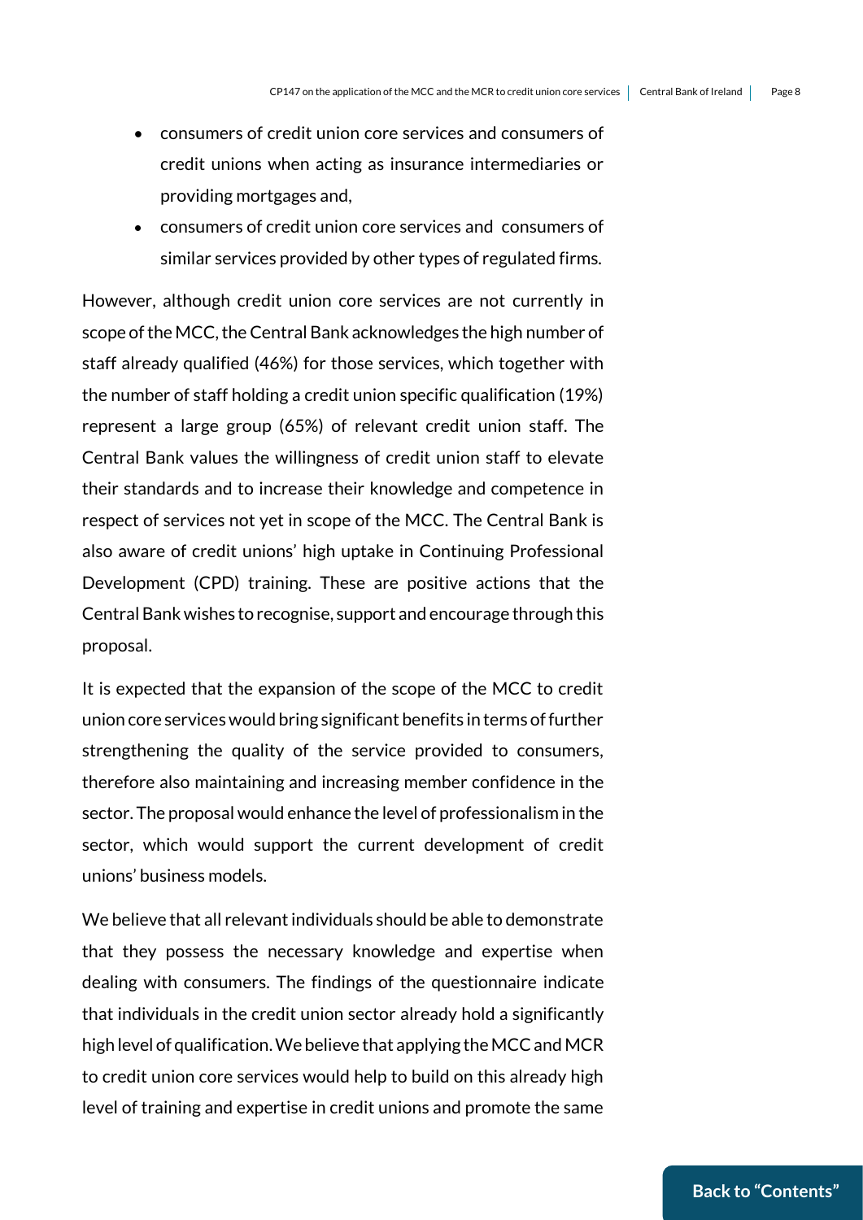- consumers of credit union core services and consumers of credit unions when acting as insurance intermediaries or providing mortgages and,
- consumers of credit union core services and consumers of similar services provided by other types of regulated firms.

However, although credit union core services are not currently in scope of the MCC, the Central Bank acknowledges the high number of staff already qualified (46%) for those services, which together with the number of staff holding a credit union specific qualification (19%) represent a large group (65%) of relevant credit union staff. The Central Bank values the willingness of credit union staff to elevate their standards and to increase their knowledge and competence in respect of services not yet in scope of the MCC. The Central Bank is also aware of credit unions' high uptake in Continuing Professional Development (CPD) training. These are positive actions that the Central Bank wishes to recognise, support and encourage through this proposal.

It is expected that the expansion of the scope of the MCC to credit union core services would bring significant benefits in terms of further strengthening the quality of the service provided to consumers, therefore also maintaining and increasing member confidence in the sector. The proposal would enhance the level of professionalism in the sector, which would support the current development of credit unions' business models.

We believe that all relevant individuals should be able to demonstrate that they possess the necessary knowledge and expertise when dealing with consumers. The findings of the questionnaire indicate that individuals in the credit union sector already hold a significantly high level of qualification. We believe that applying the MCC and MCR to credit union core services would help to build on this already high level of training and expertise in credit unions and promote the same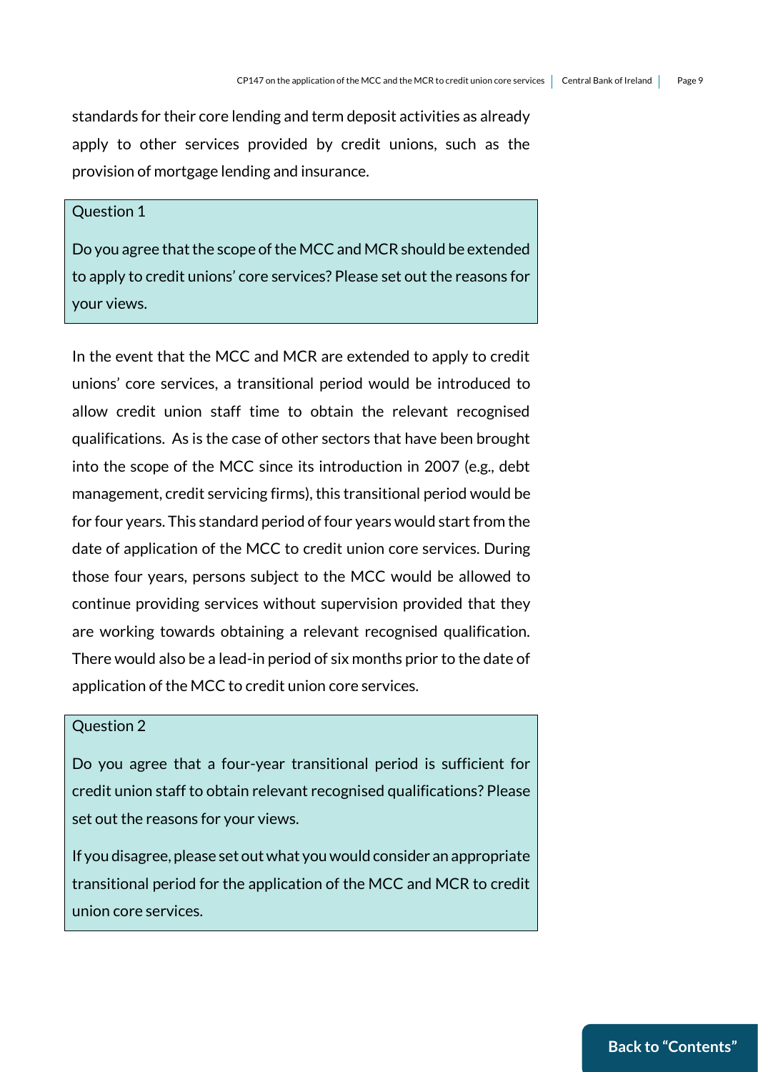standards for their core lending and term deposit activities as already apply to other services provided by credit unions, such as the provision of mortgage lending and insurance.

> Question 1
>
> Do you agree that the scope of the MCC and MCR should be extended to apply to credit unions' core services? Please set out the reasons for your views.

In the event that the MCC and MCR are extended to apply to credit unions' core services, a transitional period would be introduced to allow credit union staff time to obtain the relevant recognised qualifications. As is the case of other sectors that have been brought into the scope of the MCC since its introduction in 2007 (e.g., debt management, credit servicing firms), this transitional period would be for four years. This standard period of four years would start from the date of application of the MCC to credit union core services. During those four years, persons subject to the MCC would be allowed to continue providing services without supervision provided that they are working towards obtaining a relevant recognised qualification. There would also be a lead-in period of six months prior to the date of application of the MCC to credit union core services.

> Question 2
>
> Do you agree that a four-year transitional period is sufficient for credit union staff to obtain relevant recognised qualifications? Please set out the reasons for your views.
>
> If you disagree, please set out what you would consider an appropriate transitional period for the application of the MCC and MCR to credit union core services.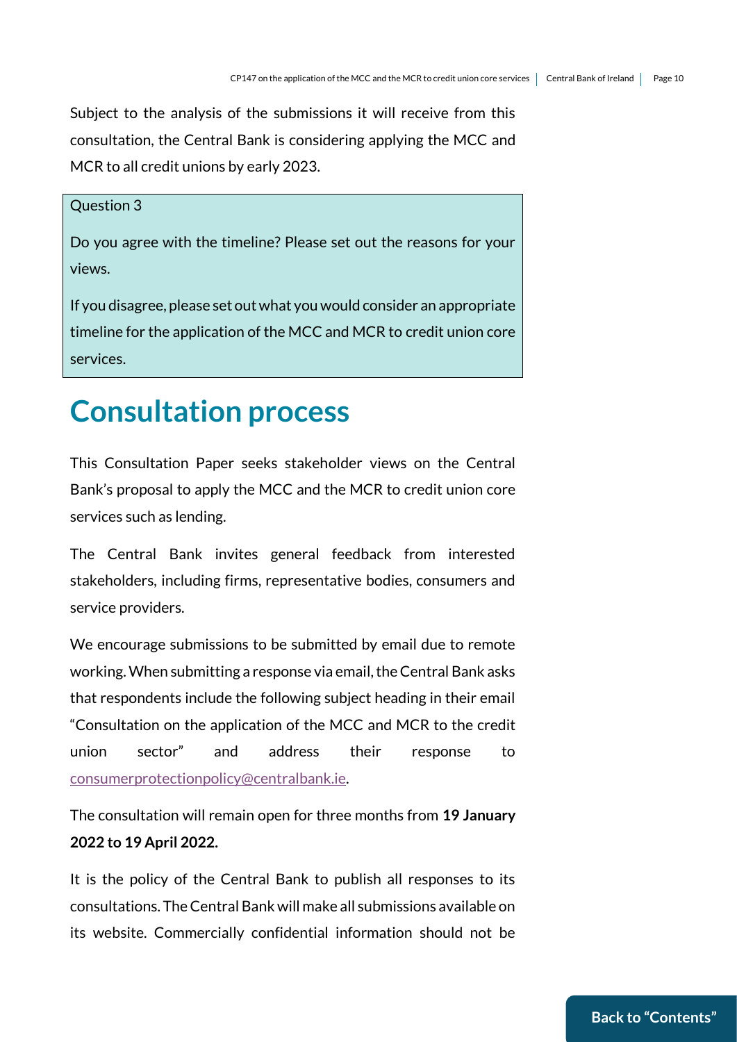Subject to the analysis of the submissions it will receive from this consultation, the Central Bank is considering applying the MCC and MCR to all credit unions by early 2023.

> Question 3
>
> Do you agree with the timeline? Please set out the reasons for your views.
>
> If you disagree, please set out what you would consider an appropriate timeline for the application of the MCC and MCR to credit union core services.

# Consultation process

This Consultation Paper seeks stakeholder views on the Central Bank's proposal to apply the MCC and the MCR to credit union core services such as lending.

The Central Bank invites general feedback from interested stakeholders, including firms, representative bodies, consumers and service providers.

We encourage submissions to be submitted by email due to remote working. When submitting a response via email, the Central Bank asks that respondents include the following subject heading in their email "Consultation on the application of the MCC and MCR to the credit union sector" and address their response to consumerprotectionpolicy@centralbank.ie.

The consultation will remain open for three months from **19 January 2022 to 19 April 2022.**

It is the policy of the Central Bank to publish all responses to its consultations. The Central Bank will make all submissions available on its website. Commercially confidential information should not be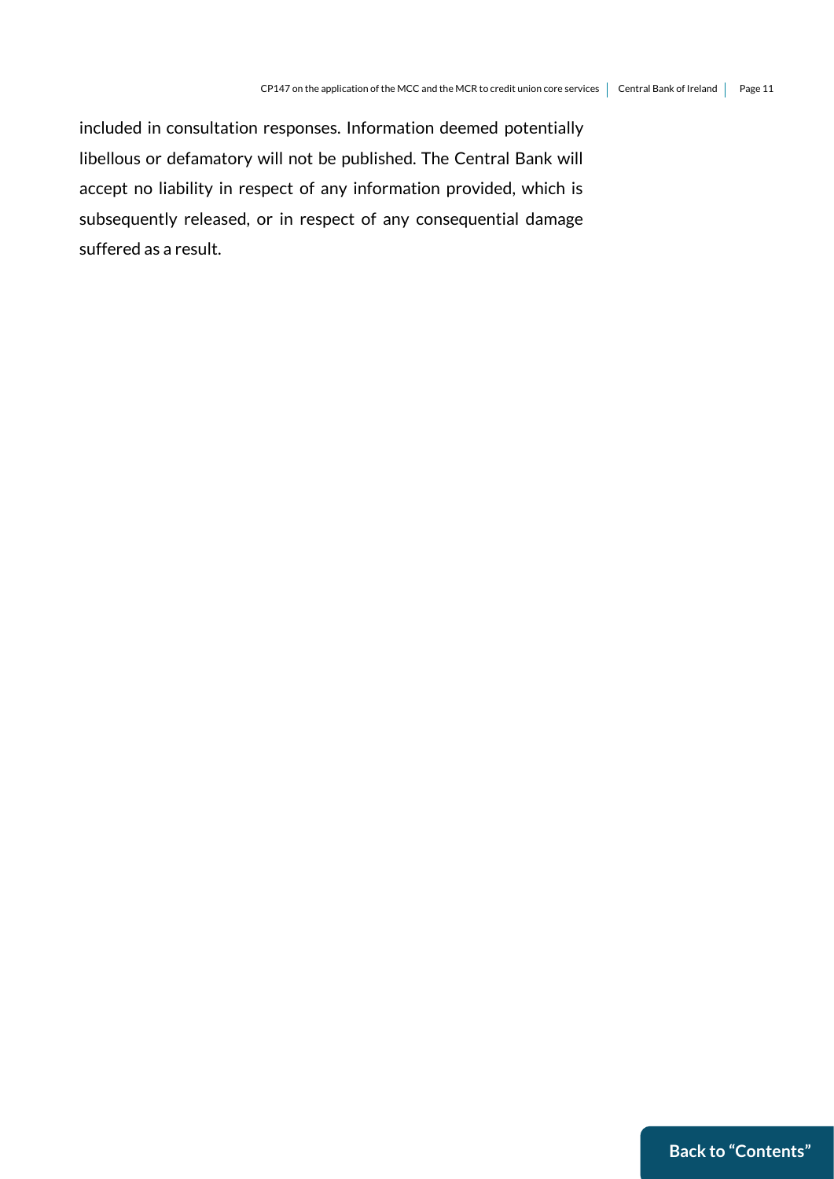included in consultation responses. Information deemed potentially libellous or defamatory will not be published. The Central Bank will accept no liability in respect of any information provided, which is subsequently released, or in respect of any consequential damage suffered as a result.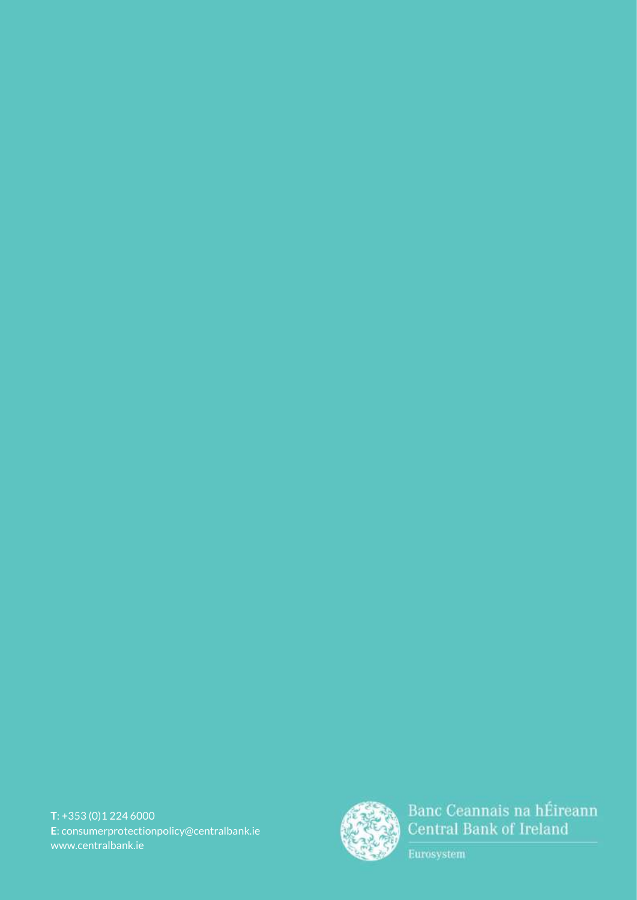**T**: +353 (0)1 224 6000
**E**: consumerprotectionpolicy@centralbank.ie
www.centralbank.ie

Banc Ceannais na hÉireann
Central Bank of Ireland

Eurosystem